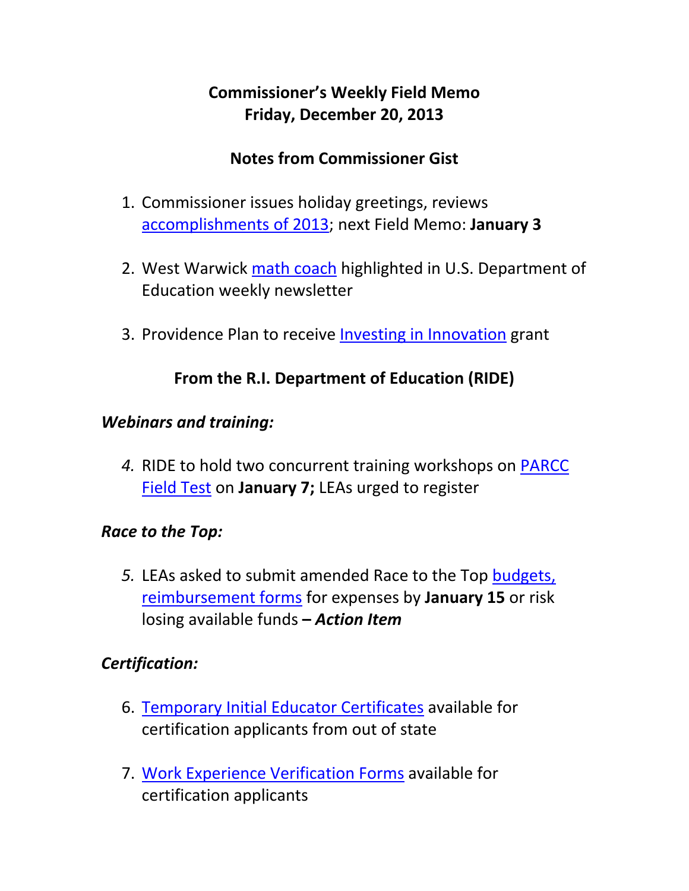# Commissioner's Weekly Field Memo
# Friday, December 20, 2013

## Notes from Commissioner Gist

1. Commissioner issues holiday greetings, reviews accomplishments of 2013; next Field Memo: **January 3**

2. West Warwick math coach highlighted in U.S. Department of Education weekly newsletter

3. Providence Plan to receive Investing in Innovation grant

## From the R.I. Department of Education (RIDE)

### *Webinars and training:*

4. RIDE to hold two concurrent training workshops on PARCC Field Test on **January 7;** LEAs urged to register

### *Race to the Top:*

5. LEAs asked to submit amended Race to the Top budgets, reimbursement forms for expenses by **January 15** or risk losing available funds **– *Action Item***

### *Certification:*

6. Temporary Initial Educator Certificates available for certification applicants from out of state

7. Work Experience Verification Forms available for certification applicants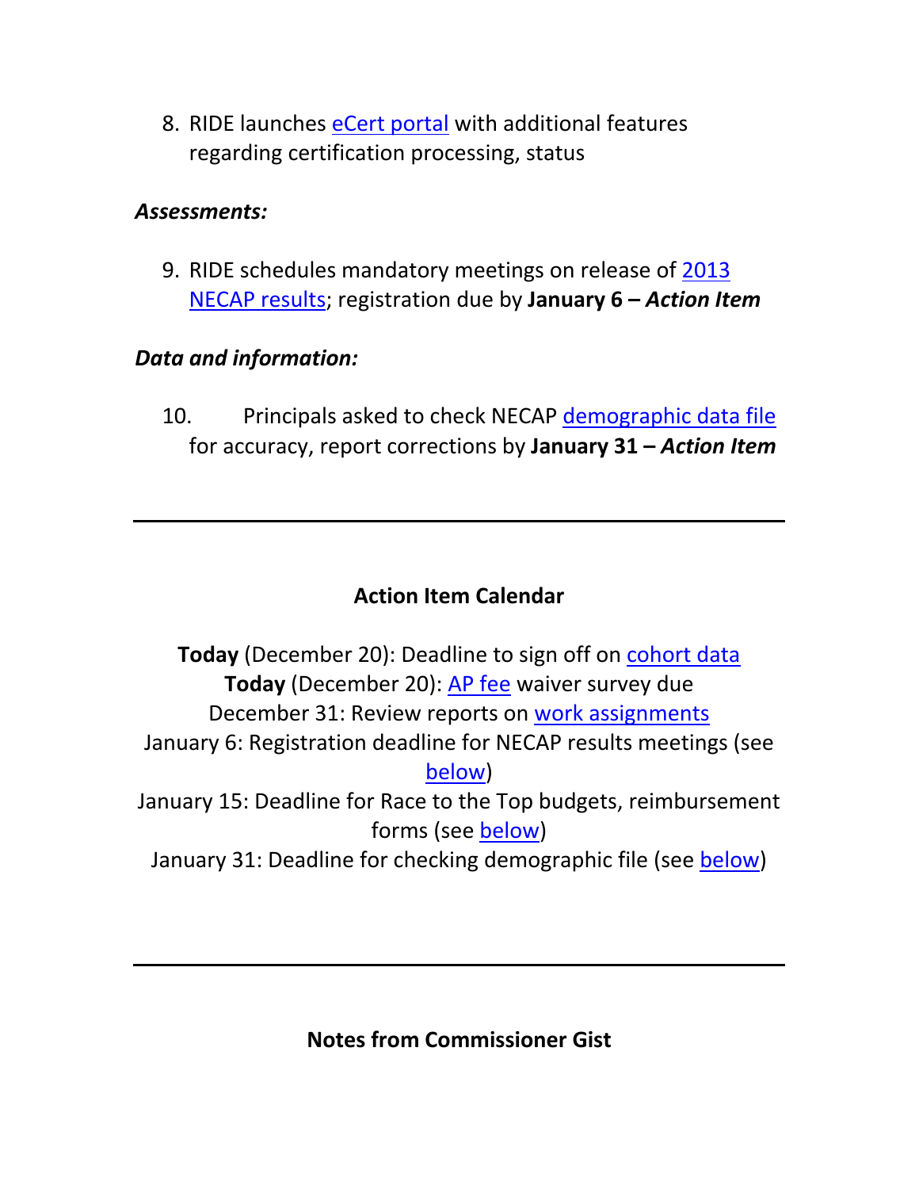8. RIDE launches eCert portal with additional features regarding certification processing, status

*Assessments:*

9. RIDE schedules mandatory meetings on release of 2013 NECAP results; registration due by **January 6 – *Action Item***

*Data and information:*

10. Principals asked to check NECAP demographic data file for accuracy, report corrections by **January 31 – *Action Item***

---

**Action Item Calendar**

**Today** (December 20): Deadline to sign off on cohort data
**Today** (December 20): AP fee waiver survey due
December 31: Review reports on work assignments
January 6: Registration deadline for NECAP results meetings (see below)
January 15: Deadline for Race to the Top budgets, reimbursement forms (see below)
January 31: Deadline for checking demographic file (see below)

---

**Notes from Commissioner Gist**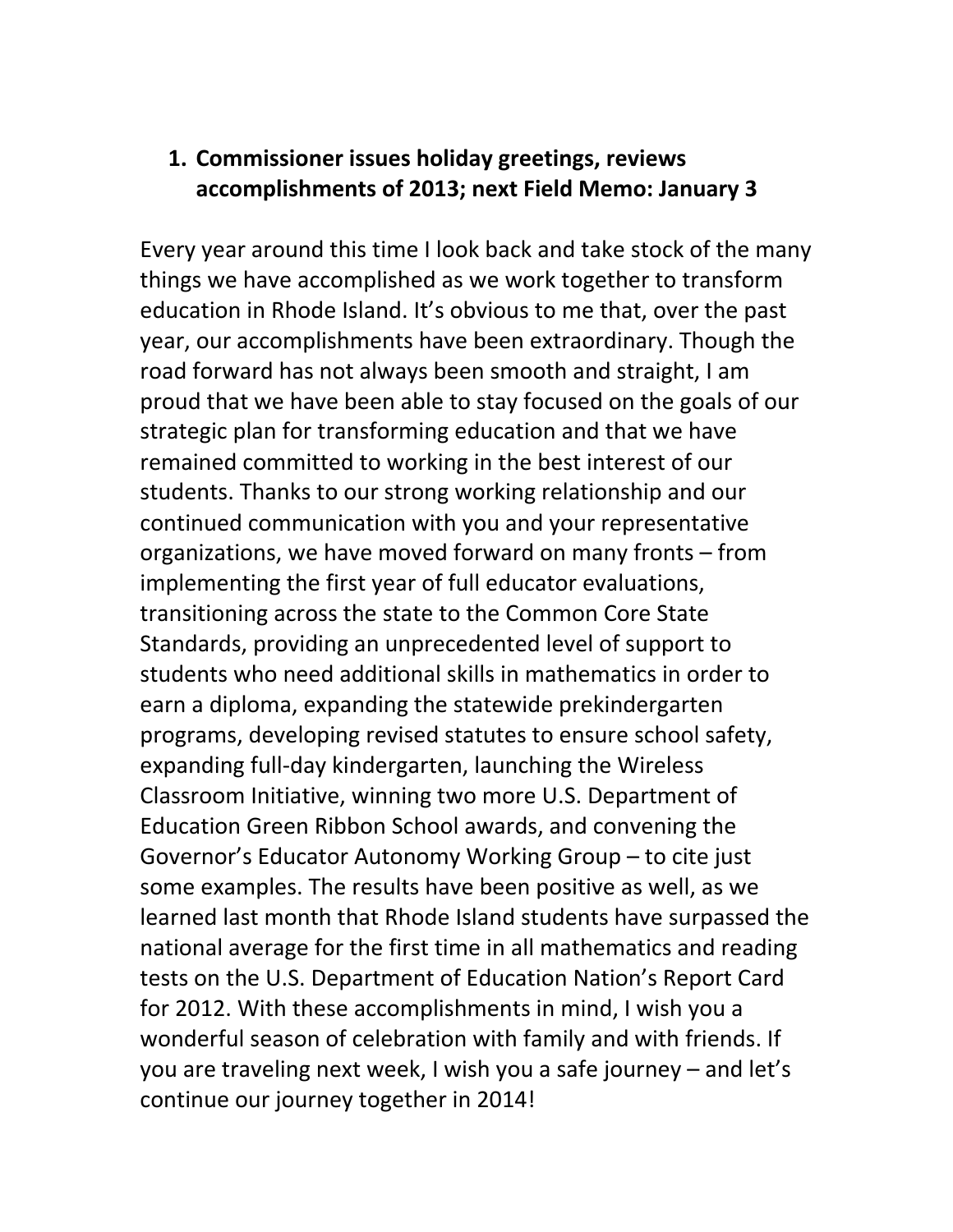1. **Commissioner issues holiday greetings, reviews accomplishments of 2013; next Field Memo: January 3**

Every year around this time I look back and take stock of the many things we have accomplished as we work together to transform education in Rhode Island. It's obvious to me that, over the past year, our accomplishments have been extraordinary. Though the road forward has not always been smooth and straight, I am proud that we have been able to stay focused on the goals of our strategic plan for transforming education and that we have remained committed to working in the best interest of our students. Thanks to our strong working relationship and our continued communication with you and your representative organizations, we have moved forward on many fronts – from implementing the first year of full educator evaluations, transitioning across the state to the Common Core State Standards, providing an unprecedented level of support to students who need additional skills in mathematics in order to earn a diploma, expanding the statewide prekindergarten programs, developing revised statutes to ensure school safety, expanding full-day kindergarten, launching the Wireless Classroom Initiative, winning two more U.S. Department of Education Green Ribbon School awards, and convening the Governor's Educator Autonomy Working Group – to cite just some examples. The results have been positive as well, as we learned last month that Rhode Island students have surpassed the national average for the first time in all mathematics and reading tests on the U.S. Department of Education Nation's Report Card for 2012. With these accomplishments in mind, I wish you a wonderful season of celebration with family and with friends. If you are traveling next week, I wish you a safe journey – and let's continue our journey together in 2014!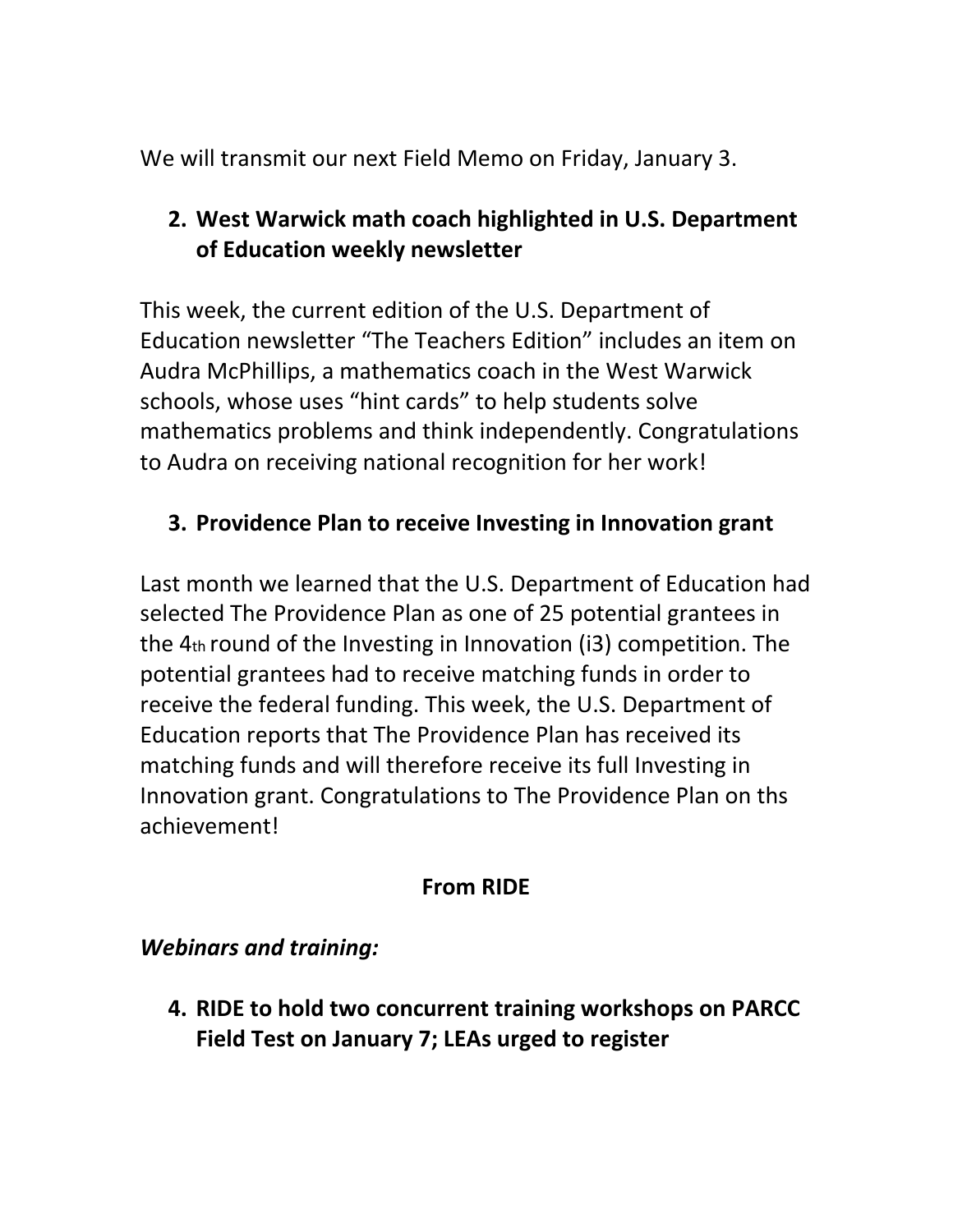We will transmit our next Field Memo on Friday, January 3.

2. **West Warwick math coach highlighted in U.S. Department of Education weekly newsletter**

This week, the current edition of the U.S. Department of Education newsletter "The Teachers Edition" includes an item on Audra McPhillips, a mathematics coach in the West Warwick schools, whose uses "hint cards" to help students solve mathematics problems and think independently. Congratulations to Audra on receiving national recognition for her work!

3. **Providence Plan to receive Investing in Innovation grant**

Last month we learned that the U.S. Department of Education had selected The Providence Plan as one of 25 potential grantees in the 4th round of the Investing in Innovation (i3) competition. The potential grantees had to receive matching funds in order to receive the federal funding. This week, the U.S. Department of Education reports that The Providence Plan has received its matching funds and will therefore receive its full Investing in Innovation grant. Congratulations to The Providence Plan on ths achievement!

## From RIDE

***Webinars and training:***

4. **RIDE to hold two concurrent training workshops on PARCC Field Test on January 7; LEAs urged to register**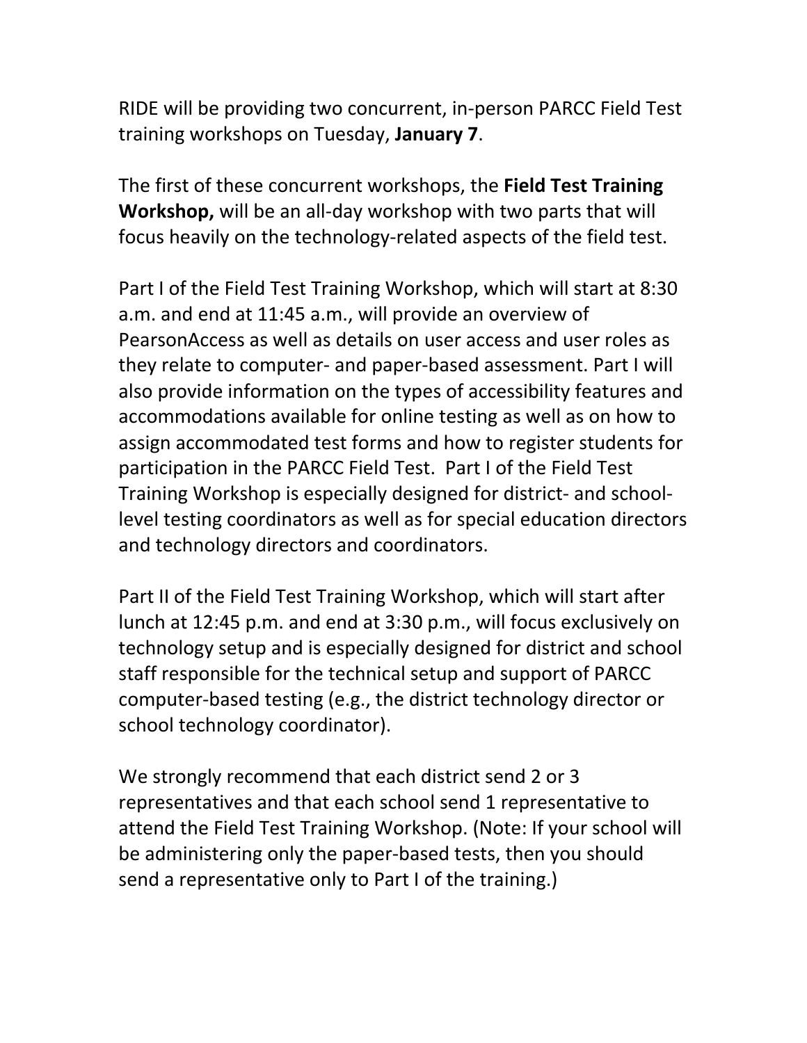RIDE will be providing two concurrent, in-person PARCC Field Test training workshops on Tuesday, **January 7**.

The first of these concurrent workshops, the **Field Test Training Workshop,** will be an all-day workshop with two parts that will focus heavily on the technology-related aspects of the field test.

Part I of the Field Test Training Workshop, which will start at 8:30 a.m. and end at 11:45 a.m., will provide an overview of PearsonAccess as well as details on user access and user roles as they relate to computer- and paper-based assessment. Part I will also provide information on the types of accessibility features and accommodations available for online testing as well as on how to assign accommodated test forms and how to register students for participation in the PARCC Field Test. Part I of the Field Test Training Workshop is especially designed for district- and school-level testing coordinators as well as for special education directors and technology directors and coordinators.

Part II of the Field Test Training Workshop, which will start after lunch at 12:45 p.m. and end at 3:30 p.m., will focus exclusively on technology setup and is especially designed for district and school staff responsible for the technical setup and support of PARCC computer-based testing (e.g., the district technology director or school technology coordinator).

We strongly recommend that each district send 2 or 3 representatives and that each school send 1 representative to attend the Field Test Training Workshop. (Note: If your school will be administering only the paper-based tests, then you should send a representative only to Part I of the training.)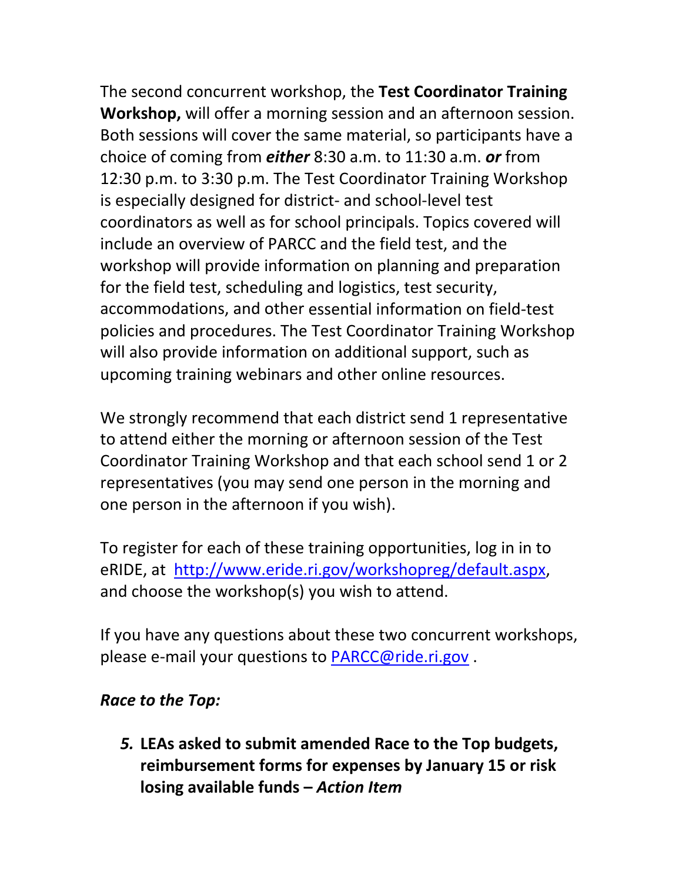The second concurrent workshop, the **Test Coordinator Training Workshop,** will offer a morning session and an afternoon session. Both sessions will cover the same material, so participants have a choice of coming from ***either*** 8:30 a.m. to 11:30 a.m. ***or*** from 12:30 p.m. to 3:30 p.m. The Test Coordinator Training Workshop is especially designed for district- and school-level test coordinators as well as for school principals. Topics covered will include an overview of PARCC and the field test, and the workshop will provide information on planning and preparation for the field test, scheduling and logistics, test security, accommodations, and other essential information on field-test policies and procedures. The Test Coordinator Training Workshop will also provide information on additional support, such as upcoming training webinars and other online resources.

We strongly recommend that each district send 1 representative to attend either the morning or afternoon session of the Test Coordinator Training Workshop and that each school send 1 or 2 representatives (you may send one person in the morning and one person in the afternoon if you wish).

To register for each of these training opportunities, log in in to eRIDE, at [http://www.eride.ri.gov/workshopreg/default.aspx](http://www.eride.ri.gov/workshopreg/default.aspx), and choose the workshop(s) you wish to attend.

If you have any questions about these two concurrent workshops, please e-mail your questions to [PARCC@ride.ri.gov](mailto:PARCC@ride.ri.gov) .

***Race to the Top:***

5. **LEAs asked to submit amended Race to the Top budgets, reimbursement forms for expenses by January 15 or risk losing available funds – *Action Item***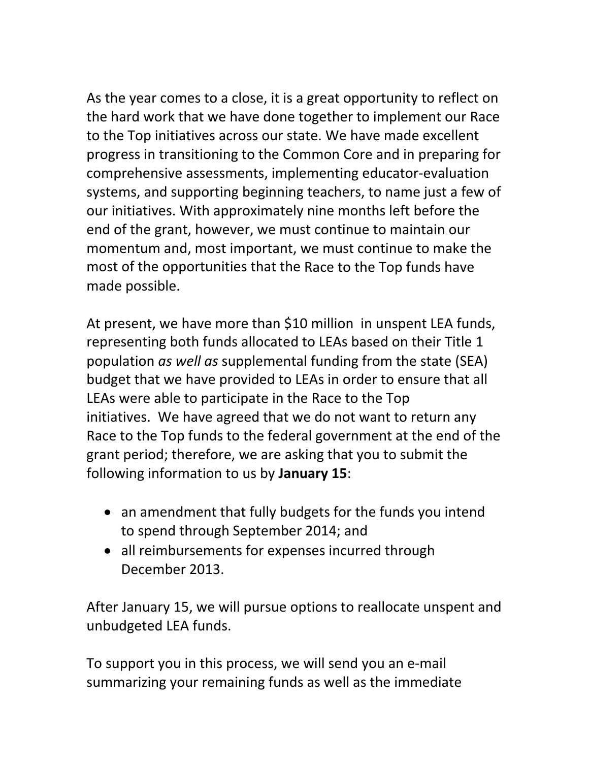As the year comes to a close, it is a great opportunity to reflect on the hard work that we have done together to implement our Race to the Top initiatives across our state. We have made excellent progress in transitioning to the Common Core and in preparing for comprehensive assessments, implementing educator-evaluation systems, and supporting beginning teachers, to name just a few of our initiatives. With approximately nine months left before the end of the grant, however, we must continue to maintain our momentum and, most important, we must continue to make the most of the opportunities that the Race to the Top funds have made possible.

At present, we have more than $10 million in unspent LEA funds, representing both funds allocated to LEAs based on their Title 1 population *as well as* supplemental funding from the state (SEA) budget that we have provided to LEAs in order to ensure that all LEAs were able to participate in the Race to the Top initiatives. We have agreed that we do not want to return any Race to the Top funds to the federal government at the end of the grant period; therefore, we are asking that you to submit the following information to us by **January 15**:

- an amendment that fully budgets for the funds you intend to spend through September 2014; and
- all reimbursements for expenses incurred through December 2013.

After January 15, we will pursue options to reallocate unspent and unbudgeted LEA funds.

To support you in this process, we will send you an e-mail summarizing your remaining funds as well as the immediate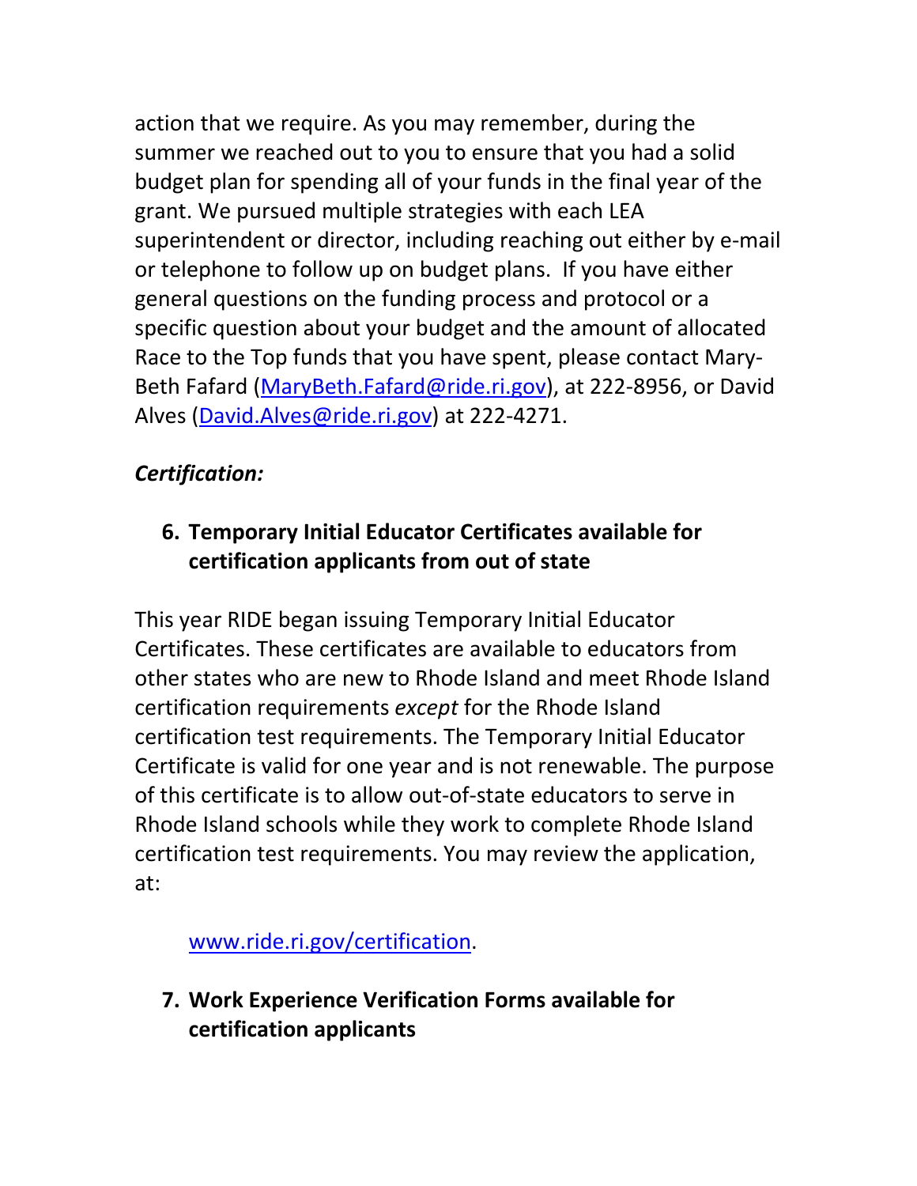action that we require. As you may remember, during the summer we reached out to you to ensure that you had a solid budget plan for spending all of your funds in the final year of the grant. We pursued multiple strategies with each LEA superintendent or director, including reaching out either by e-mail or telephone to follow up on budget plans. If you have either general questions on the funding process and protocol or a specific question about your budget and the amount of allocated Race to the Top funds that you have spent, please contact Mary-Beth Fafard (MaryBeth.Fafard@ride.ri.gov), at 222-8956, or David Alves (David.Alves@ride.ri.gov) at 222-4271.

***Certification:***

6. **Temporary Initial Educator Certificates available for certification applicants from out of state**

This year RIDE began issuing Temporary Initial Educator Certificates. These certificates are available to educators from other states who are new to Rhode Island and meet Rhode Island certification requirements *except* for the Rhode Island certification test requirements. The Temporary Initial Educator Certificate is valid for one year and is not renewable. The purpose of this certificate is to allow out-of-state educators to serve in Rhode Island schools while they work to complete Rhode Island certification test requirements. You may review the application, at:

www.ride.ri.gov/certification.

7. **Work Experience Verification Forms available for certification applicants**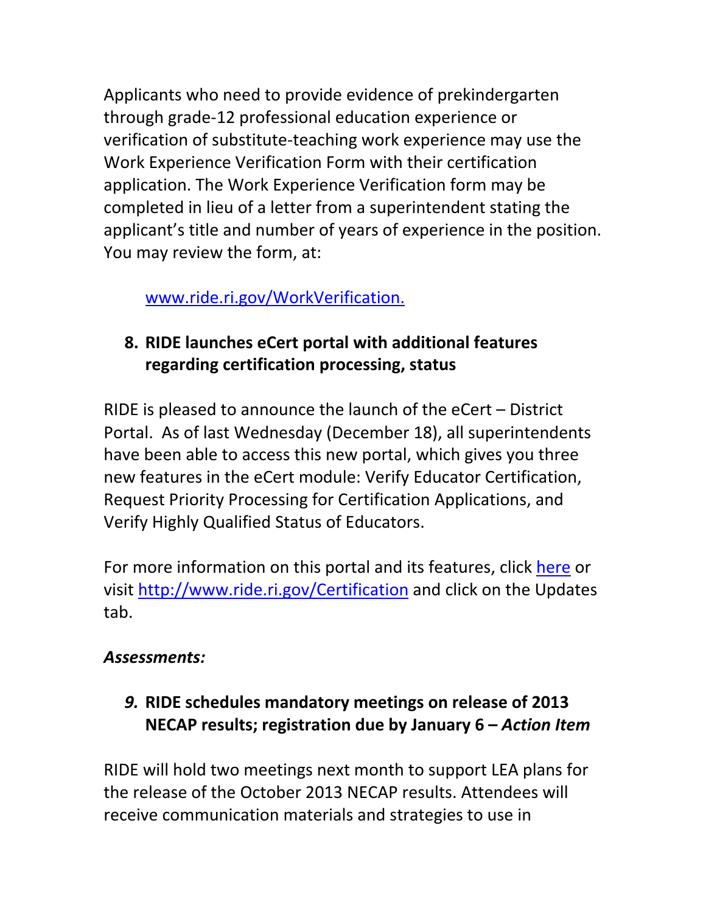Applicants who need to provide evidence of prekindergarten through grade-12 professional education experience or verification of substitute-teaching work experience may use the Work Experience Verification Form with their certification application. The Work Experience Verification form may be completed in lieu of a letter from a superintendent stating the applicant's title and number of years of experience in the position. You may review the form, at:

[www.ride.ri.gov/WorkVerification.](www.ride.ri.gov/WorkVerification)

8. **RIDE launches eCert portal with additional features regarding certification processing, status**

RIDE is pleased to announce the launch of the eCert – District Portal. As of last Wednesday (December 18), all superintendents have been able to access this new portal, which gives you three new features in the eCert module: Verify Educator Certification, Request Priority Processing for Certification Applications, and Verify Highly Qualified Status of Educators.

For more information on this portal and its features, click here or visit http://www.ride.ri.gov/Certification and click on the Updates tab.

***Assessments:***

9. **RIDE schedules mandatory meetings on release of 2013 NECAP results; registration due by January 6 – *Action Item***

RIDE will hold two meetings next month to support LEA plans for the release of the October 2013 NECAP results. Attendees will receive communication materials and strategies to use in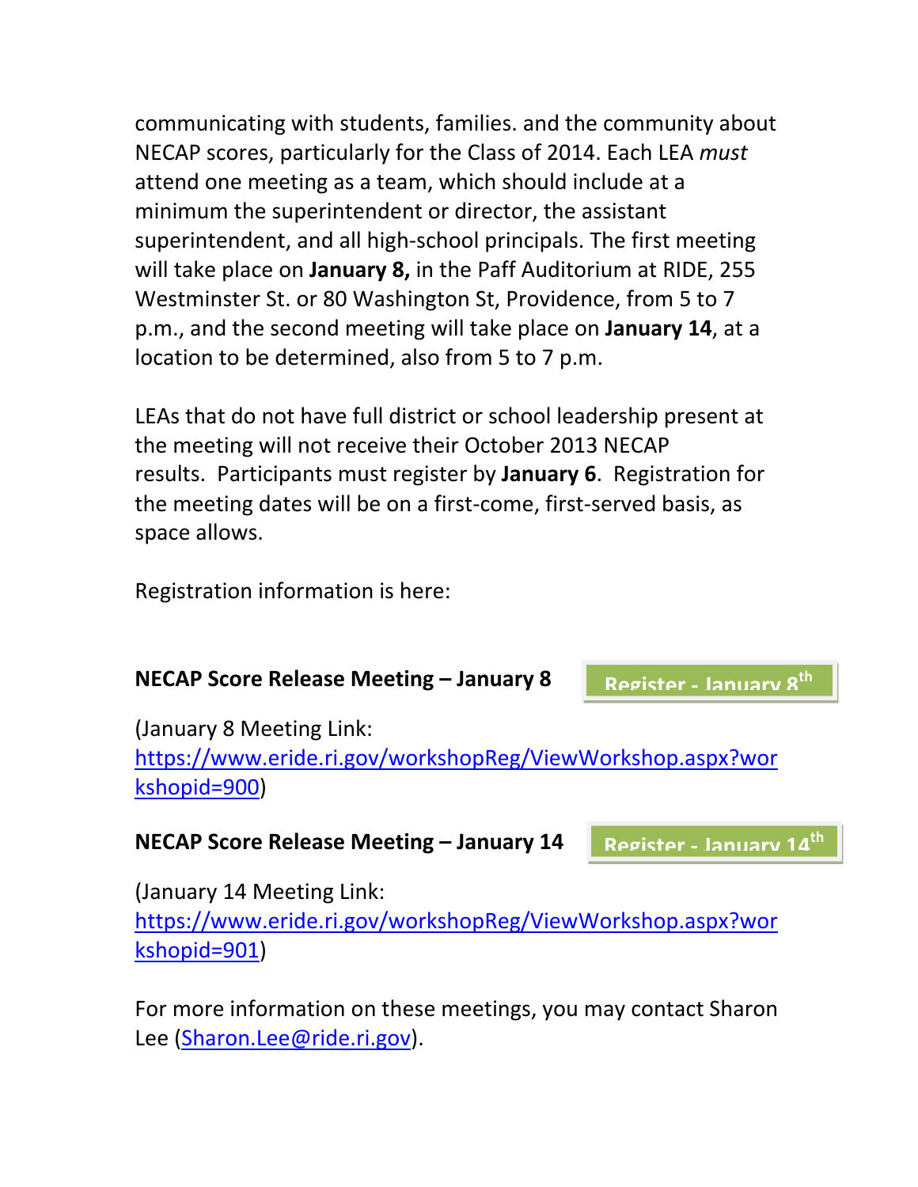communicating with students, families. and the community about NECAP scores, particularly for the Class of 2014. Each LEA *must* attend one meeting as a team, which should include at a minimum the superintendent or director, the assistant superintendent, and all high-school principals. The first meeting will take place on **January 8,** in the Paff Auditorium at RIDE, 255 Westminster St. or 80 Washington St, Providence, from 5 to 7 p.m., and the second meeting will take place on **January 14**, at a location to be determined, also from 5 to 7 p.m.

LEAs that do not have full district or school leadership present at the meeting will not receive their October 2013 NECAP results. Participants must register by **January 6**. Registration for the meeting dates will be on a first-come, first-served basis, as space allows.

Registration information is here:

**NECAP Score Release Meeting – January 8** Register - January 8th

(January 8 Meeting Link: https://www.eride.ri.gov/workshopReg/ViewWorkshop.aspx?workshopid=900)

**NECAP Score Release Meeting – January 14** Register - January 14th

(January 14 Meeting Link: https://www.eride.ri.gov/workshopReg/ViewWorkshop.aspx?workshopid=901)

For more information on these meetings, you may contact Sharon Lee (Sharon.Lee@ride.ri.gov).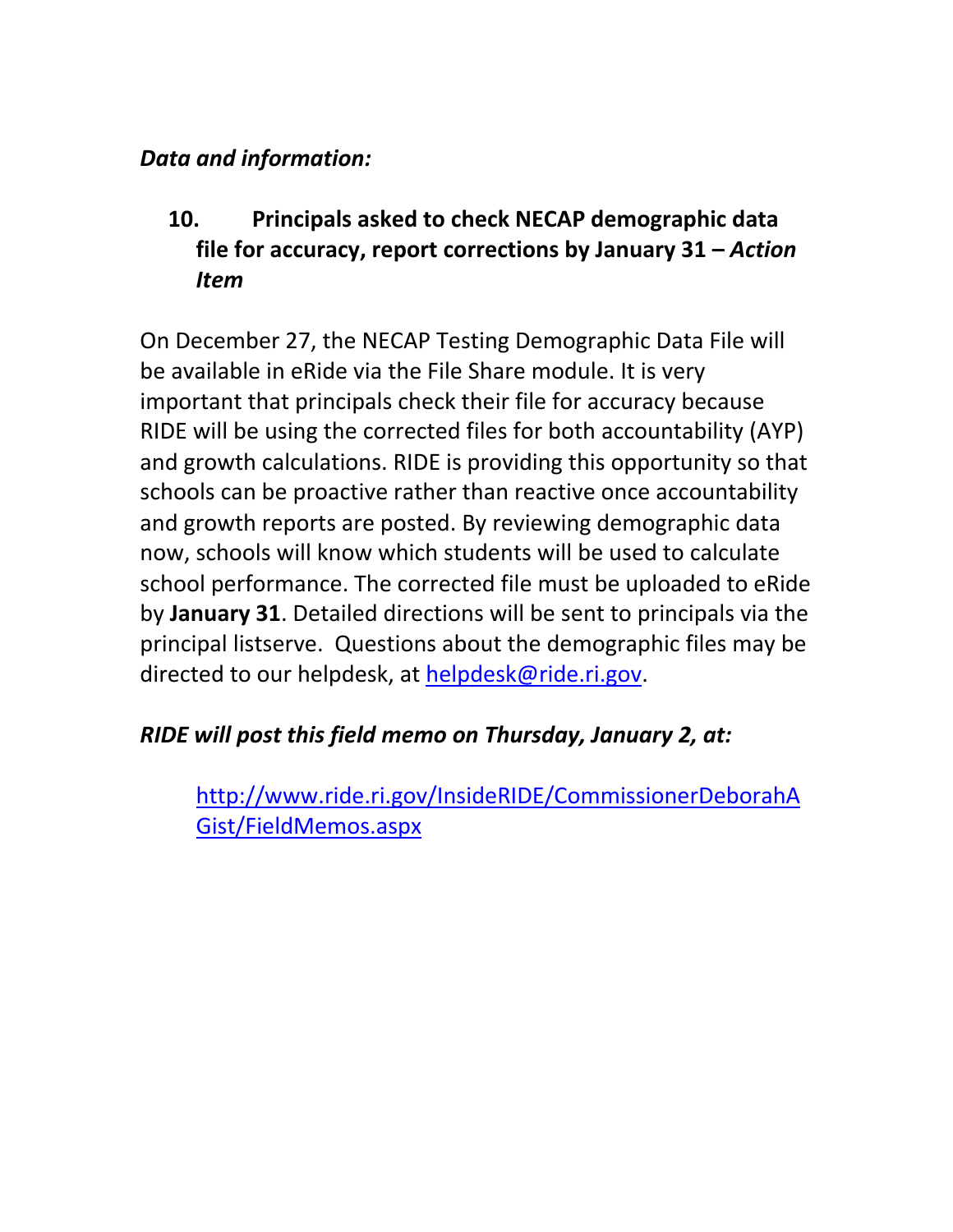***Data and information:***

**10. Principals asked to check NECAP demographic data file for accuracy, report corrections by January 31 –** ***Action Item***

On December 27, the NECAP Testing Demographic Data File will be available in eRide via the File Share module. It is very important that principals check their file for accuracy because RIDE will be using the corrected files for both accountability (AYP) and growth calculations. RIDE is providing this opportunity so that schools can be proactive rather than reactive once accountability and growth reports are posted. By reviewing demographic data now, schools will know which students will be used to calculate school performance. The corrected file must be uploaded to eRide by **January 31**. Detailed directions will be sent to principals via the principal listserve. Questions about the demographic files may be directed to our helpdesk, at helpdesk@ride.ri.gov.

***RIDE will post this field memo on Thursday, January 2, at:***

http://www.ride.ri.gov/InsideRIDE/CommissionerDeborahAGist/FieldMemos.aspx